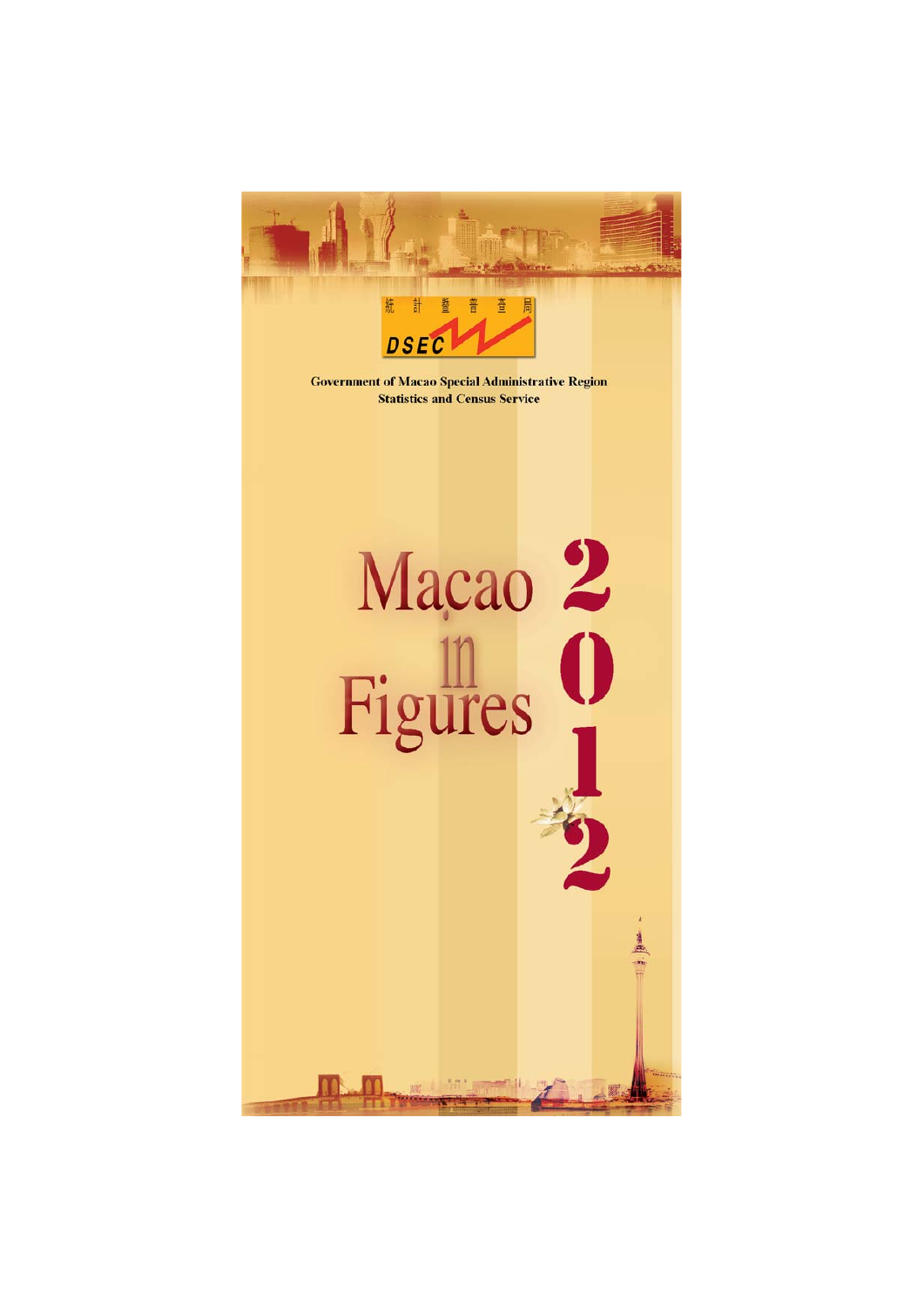統計暨普查局

DSEC

Government of Macao Special Administrative Region
Statistics and Census Service

# Macao in Figures 2012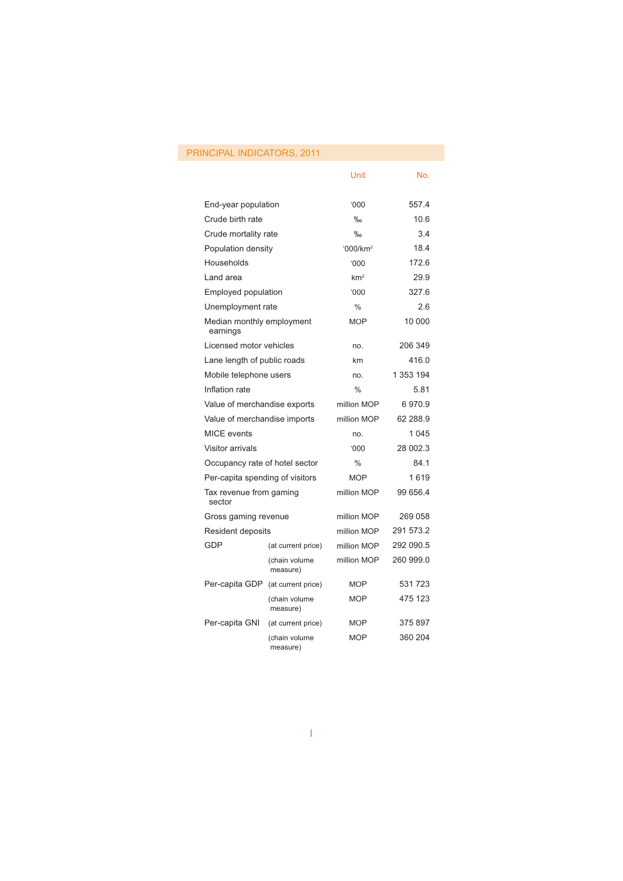## PRINCIPAL INDICATORS, 2011

| | | Unit | No. |
|---|---|---|---|
| End-year population | | '000 | 557.4 |
| Crude birth rate | | ‰ | 10.6 |
| Crude mortality rate | | ‰ | 3.4 |
| Population density | | '000/km$^2$ | 18.4 |
| Households | | '000 | 172.6 |
| Land area | | km$^2$ | 29.9 |
| Employed population | | '000 | 327.6 |
| Unemployment rate | | % | 2.6 |
| Median monthly employment earnings | | MOP | 10 000 |
| Licensed motor vehicles | | no. | 206 349 |
| Lane length of public roads | | km | 416.0 |
| Mobile telephone users | | no. | 1 353 194 |
| Inflation rate | | % | 5.81 |
| Value of merchandise exports | | million MOP | 6 970.9 |
| Value of merchandise imports | | million MOP | 62 288.9 |
| MICE events | | no. | 1 045 |
| Visitor arrivals | | '000 | 28 002.3 |
| Occupancy rate of hotel sector | | % | 84.1 |
| Per-capita spending of visitors | | MOP | 1 619 |
| Tax revenue from gaming sector | | million MOP | 99 656.4 |
| Gross gaming revenue | | million MOP | 269 058 |
| Resident deposits | | million MOP | 291 573.2 |
| GDP | (at current price) | million MOP | 292 090.5 |
| | (chain volume measure) | million MOP | 260 999.0 |
| Per-capita GDP | (at current price) | MOP | 531 723 |
| | (chain volume measure) | MOP | 475 123 |
| Per-capita GNI | (at current price) | MOP | 375 897 |
| | (chain volume measure) | MOP | 360 204 |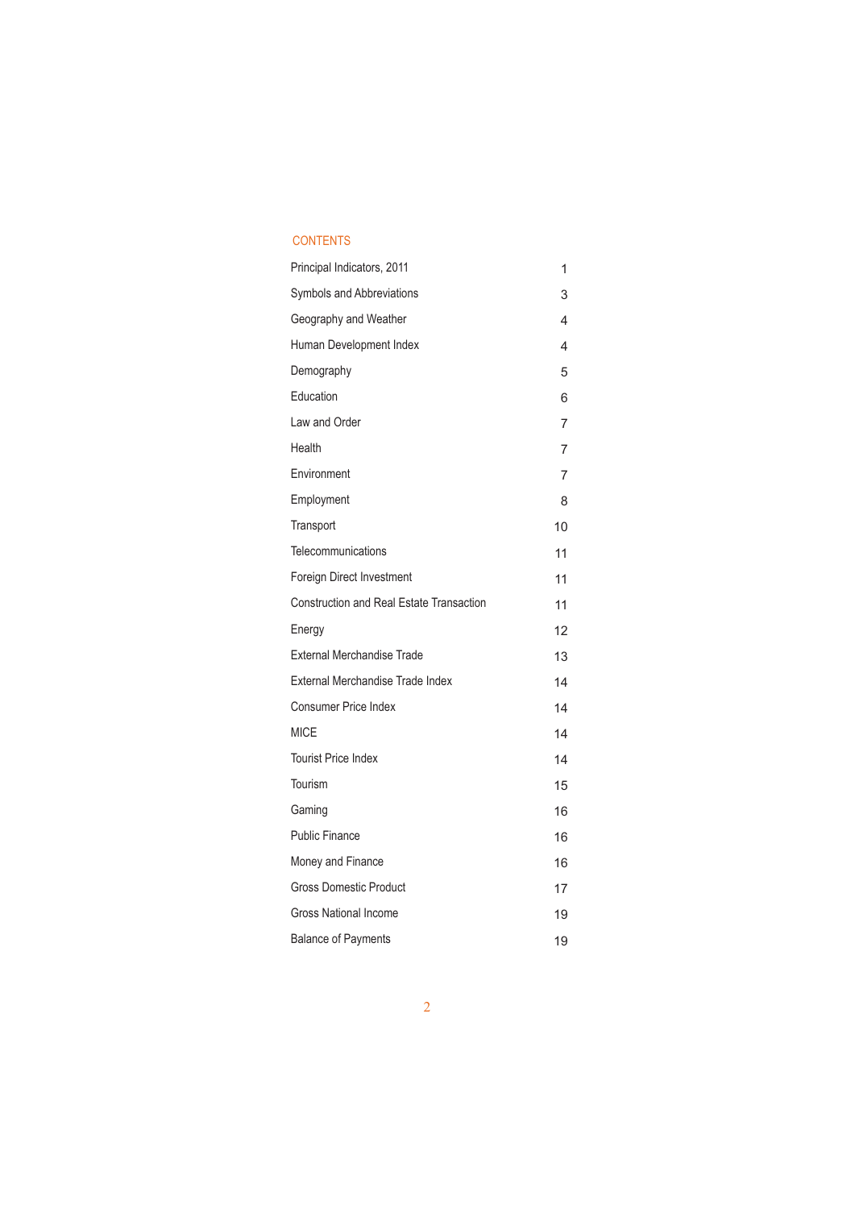## CONTENTS

| | |
|---|---|
| Principal Indicators, 2011 | 1 |
| Symbols and Abbreviations | 3 |
| Geography and Weather | 4 |
| Human Development Index | 4 |
| Demography | 5 |
| Education | 6 |
| Law and Order | 7 |
| Health | 7 |
| Environment | 7 |
| Employment | 8 |
| Transport | 10 |
| Telecommunications | 11 |
| Foreign Direct Investment | 11 |
| Construction and Real Estate Transaction | 11 |
| Energy | 12 |
| External Merchandise Trade | 13 |
| External Merchandise Trade Index | 14 |
| Consumer Price Index | 14 |
| MICE | 14 |
| Tourist Price Index | 14 |
| Tourism | 15 |
| Gaming | 16 |
| Public Finance | 16 |
| Money and Finance | 16 |
| Gross Domestic Product | 17 |
| Gross National Income | 19 |
| Balance of Payments | 19 |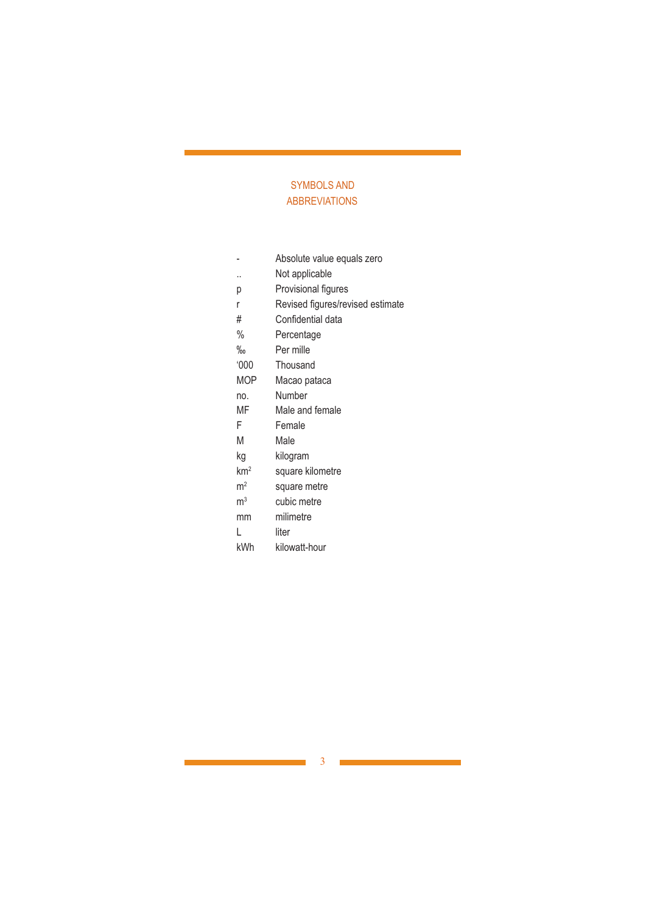# SYMBOLS AND ABBREVIATIONS

| | |
|---|---|
| - | Absolute value equals zero |
| .. | Not applicable |
| p | Provisional figures |
| r | Revised figures/revised estimate |
| # | Confidential data |
| % | Percentage |
| ‰ | Per mille |
| ‘000 | Thousand |
| MOP | Macao pataca |
| no. | Number |
| MF | Male and female |
| F | Female |
| M | Male |
| kg | kilogram |
| $km^2$ | square kilometre |
| $m^2$ | square metre |
| $m^3$ | cubic metre |
| mm | milimetre |
| L | liter |
| kWh | kilowatt-hour |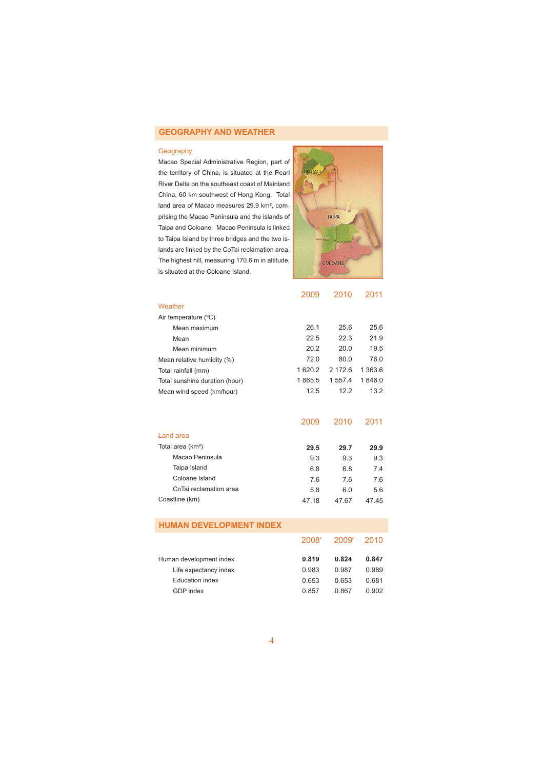## GEOGRAPHY AND WEATHER

### Geography

Macao Special Administrative Region, part of the territory of China, is situated at the Pearl River Delta on the southeast coast of Mainland China, 60 km southwest of Hong Kong. Total land area of Macao measures 29.9 km², comprising the Macao Peninsula and the islands of Taipa and Coloane. Macao Peninsula is linked to Taipa Island by three bridges and the two islands are linked by the CoTai reclamation area. The highest hill, measuring 170.6 m in altitude, is situated at the Coloane Island.

| | 2009 | 2010 | 2011 |
|---|---|---|---|
| **Weather** | | | |
| Air temperature (ºC) | | | |
| Mean maximum | 26.1 | 25.6 | 25.6 |
| Mean | 22.5 | 22.3 | 21.9 |
| Mean minimum | 20.2 | 20.0 | 19.5 |
| Mean relative humidity (%) | 72.0 | 80.0 | 76.0 |
| Total rainfall (mm) | 1 620.2 | 2 172.6 | 1 363.6 |
| Total sunshine duration (hour) | 1 865.5 | 1 557.4 | 1 846.0 |
| Mean wind speed (km/hour) | 12.5 | 12.2 | 13.2 |

| | 2009 | 2010 | 2011 |
|---|---|---|---|
| **Land area** | | | |
| Total area (km²) | **29.5** | **29.7** | **29.9** |
| Macao Peninsula | 9.3 | 9.3 | 9.3 |
| Taipa Island | 6.8 | 6.8 | 7.4 |
| Coloane Island | 7.6 | 7.6 | 7.6 |
| CoTai reclamation area | 5.8 | 6.0 | 5.6 |
| Coastline (km) | 47.18 | 47.67 | 47.45 |

## HUMAN DEVELOPMENT INDEX

| | 2008[r] | 2009[r] | 2010 |
|---|---|---|---|
| Human development index | **0.819** | **0.824** | **0.847** |
| Life expectancy index | 0.983 | 0.987 | 0.989 |
| Education index | 0.653 | 0.653 | 0.681 |
| GDP index | 0.857 | 0.867 | 0.902 |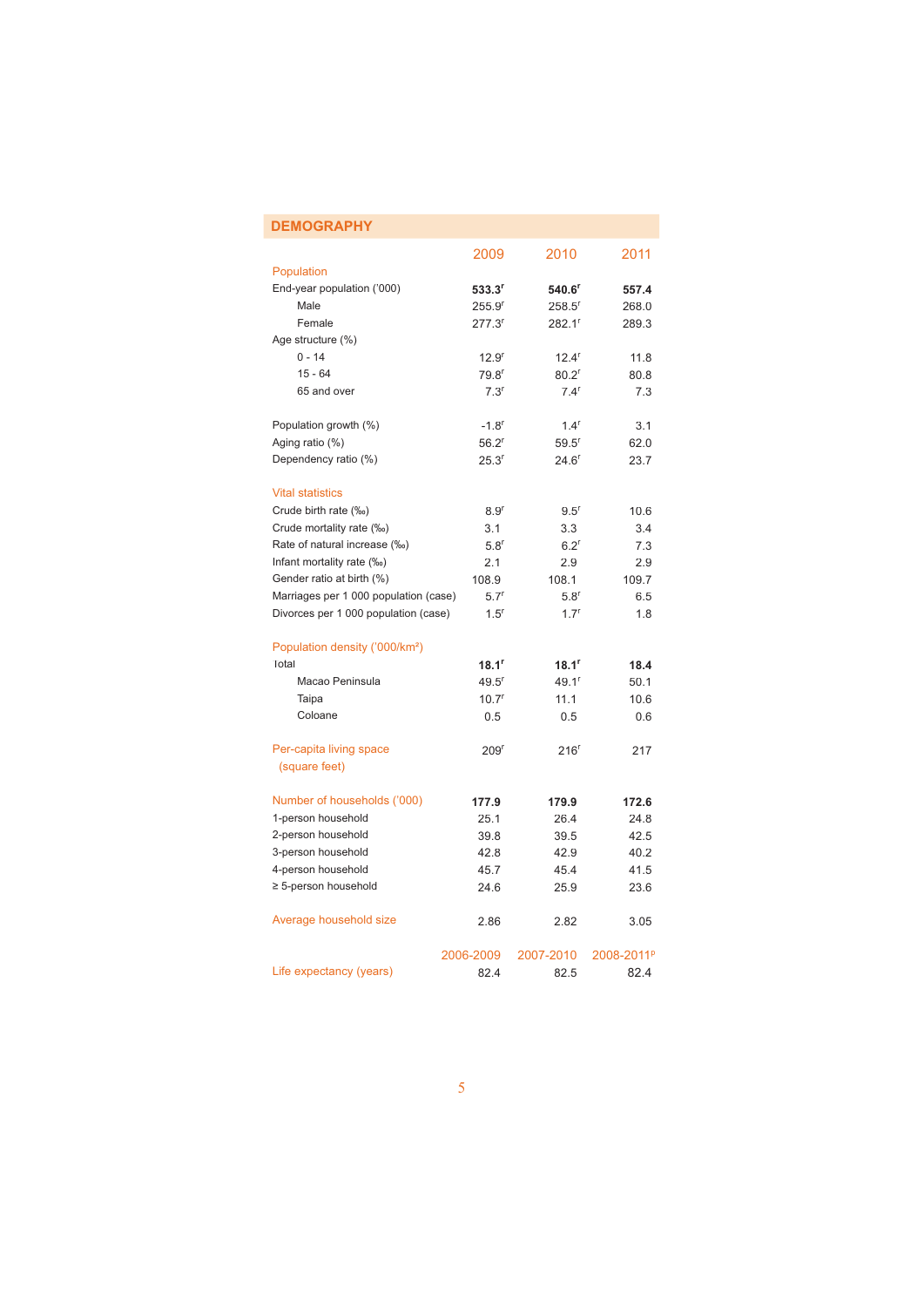## DEMOGRAPHY

| | 2009 | 2010 | 2011 |
|---|---|---|---|
| **Population** | | | |
| End-year population ('000) | **533.3[r]** | **540.6[r]** | **557.4** |
| Male | 255.9[r] | 258.5[r] | 268.0 |
| Female | 277.3[r] | 282.1[r] | 289.3 |
| Age structure (%) | | | |
| 0 - 14 | 12.9[r] | 12.4[r] | 11.8 |
| 15 - 64 | 79.8[r] | 80.2[r] | 80.8 |
| 65 and over | 7.3[r] | 7.4[r] | 7.3 |
| Population growth (%) | -1.8[r] | 1.4[r] | 3.1 |
| Aging ratio (%) | 56.2[r] | 59.5[r] | 62.0 |
| Dependency ratio (%) | 25.3[r] | 24.6[r] | 23.7 |
| **Vital statistics** | | | |
| Crude birth rate (‰) | 8.9[r] | 9.5[r] | 10.6 |
| Crude mortality rate (‰) | 3.1 | 3.3 | 3.4 |
| Rate of natural increase (‰) | 5.8[r] | 6.2[r] | 7.3 |
| Infant mortality rate (‰) | 2.1 | 2.9 | 2.9 |
| Gender ratio at birth (%) | 108.9 | 108.1 | 109.7 |
| Marriages per 1 000 population (case) | 5.7[r] | 5.8[r] | 6.5 |
| Divorces per 1 000 population (case) | 1.5[r] | 1.7[r] | 1.8 |
| **Population density ('000/km²)** | | | |
| Total | **18.1[r]** | **18.1[r]** | **18.4** |
| Macao Peninsula | 49.5[r] | 49.1[r] | 50.1 |
| Taipa | 10.7[r] | 11.1 | 10.6 |
| Coloane | 0.5 | 0.5 | 0.6 |
| **Per-capita living space (square feet)** | 209[r] | 216[r] | 217 |
| **Number of households ('000)** | **177.9** | **179.9** | **172.6** |
| 1-person household | 25.1 | 26.4 | 24.8 |
| 2-person household | 39.8 | 39.5 | 42.5 |
| 3-person household | 42.8 | 42.9 | 40.2 |
| 4-person household | 45.7 | 45.4 | 41.5 |
| ≥ 5-person household | 24.6 | 25.9 | 23.6 |
| **Average household size** | 2.86 | 2.82 | 3.05 |

| | 2006-2009 | 2007-2010 | 2008-2011[p] |
|---|---|---|---|
| **Life expectancy (years)** | 82.4 | 82.5 | 82.4 |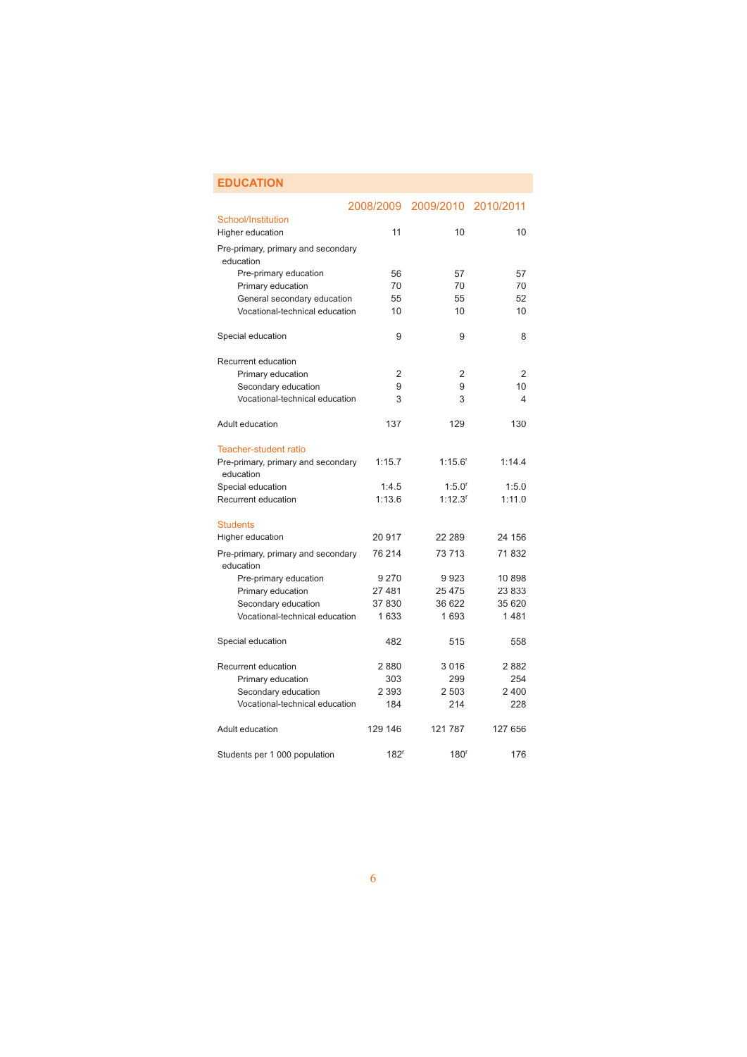## EDUCATION

| | 2008/2009 | 2009/2010 | 2010/2011 |
|---|---|---|---|
| **School/Institution** | | | |
| Higher education | 11 | 10 | 10 |
| Pre-primary, primary and secondary education | | | |
| Pre-primary education | 56 | 57 | 57 |
| Primary education | 70 | 70 | 70 |
| General secondary education | 55 | 55 | 52 |
| Vocational-technical education | 10 | 10 | 10 |
| Special education | 9 | 9 | 8 |
| Recurrent education | | | |
| Primary education | 2 | 2 | 2 |
| Secondary education | 9 | 9 | 10 |
| Vocational-technical education | 3 | 3 | 4 |
| Adult education | 137 | 129 | 130 |
| **Teacher-student ratio** | | | |
| Pre-primary, primary and secondary education | 1:15.7 | 1:15.6[r] | 1:14.4 |
| Special education | 1:4.5 | 1:5.0[r] | 1:5.0 |
| Recurrent education | 1:13.6 | 1:12.3[r] | 1:11.0 |
| **Students** | | | |
| Higher education | 20 917 | 22 289 | 24 156 |
| Pre-primary, primary and secondary education | 76 214 | 73 713 | 71 832 |
| Pre-primary education | 9 270 | 9 923 | 10 898 |
| Primary education | 27 481 | 25 475 | 23 833 |
| Secondary education | 37 830 | 36 622 | 35 620 |
| Vocational-technical education | 1 633 | 1 693 | 1 481 |
| Special education | 482 | 515 | 558 |
| Recurrent education | 2 880 | 3 016 | 2 882 |
| Primary education | 303 | 299 | 254 |
| Secondary education | 2 393 | 2 503 | 2 400 |
| Vocational-technical education | 184 | 214 | 228 |
| Adult education | 129 146 | 121 787 | 127 656 |
| Students per 1 000 population | 182[r] | 180[r] | 176 |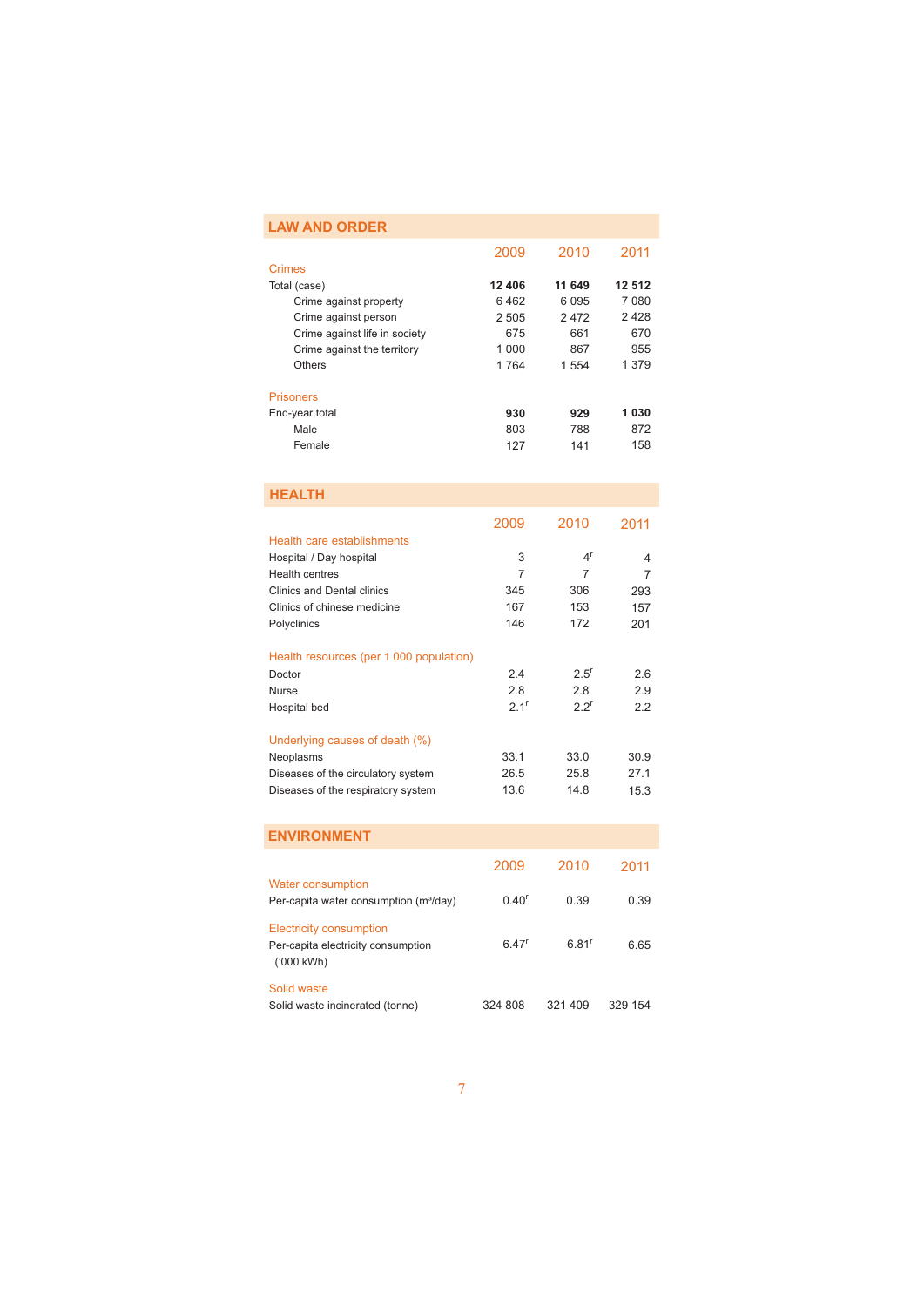## LAW AND ORDER

| | 2009 | 2010 | 2011 |
|---|---|---|---|
| **Crimes** | | | |
| Total (case) | **12 406** | **11 649** | **12 512** |
| Crime against property | 6 462 | 6 095 | 7 080 |
| Crime against person | 2 505 | 2 472 | 2 428 |
| Crime against life in society | 675 | 661 | 670 |
| Crime against the territory | 1 000 | 867 | 955 |
| Others | 1 764 | 1 554 | 1 379 |
| **Prisoners** | | | |
| End-year total | **930** | **929** | **1 030** |
| Male | 803 | 788 | 872 |
| Female | 127 | 141 | 158 |

## HEALTH

| | 2009 | 2010 | 2011 |
|---|---|---|---|
| **Health care establishments** | | | |
| Hospital / Day hospital | 3 | 4[r] | 4 |
| Health centres | 7 | 7 | 7 |
| Clinics and Dental clinics | 345 | 306 | 293 |
| Clinics of chinese medicine | 167 | 153 | 157 |
| Polyclinics | 146 | 172 | 201 |
| **Health resources (per 1 000 population)** | | | |
| Doctor | 2.4 | 2.5[r] | 2.6 |
| Nurse | 2.8 | 2.8 | 2.9 |
| Hospital bed | 2.1[r] | 2.2[r] | 2.2 |
| **Underlying causes of death (%)** | | | |
| Neoplasms | 33.1 | 33.0 | 30.9 |
| Diseases of the circulatory system | 26.5 | 25.8 | 27.1 |
| Diseases of the respiratory system | 13.6 | 14.8 | 15.3 |

## ENVIRONMENT

| | 2009 | 2010 | 2011 |
|---|---|---|---|
| **Water consumption** | | | |
| Per-capita water consumption ($m^3$/day) | 0.40[r] | 0.39 | 0.39 |
| **Electricity consumption** | | | |
| Per-capita electricity consumption ('000 kWh) | 6.47[r] | 6.81[r] | 6.65 |
| **Solid waste** | | | |
| Solid waste incinerated (tonne) | 324 808 | 321 409 | 329 154 |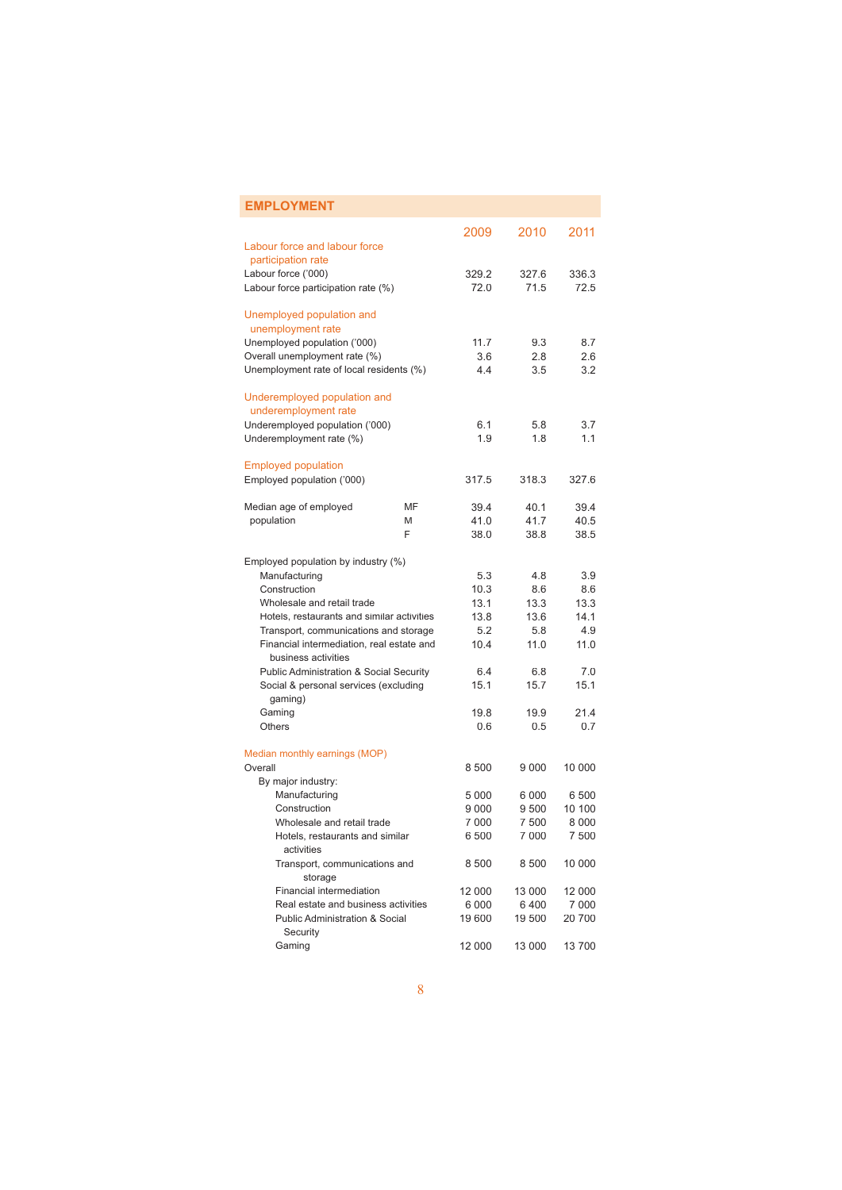## EMPLOYMENT

| | | 2009 | 2010 | 2011 |
|---|---|---|---|---|
| **Labour force and labour force participation rate** | | | | |
| Labour force ('000) | | 329.2 | 327.6 | 336.3 |
| Labour force participation rate (%) | | 72.0 | 71.5 | 72.5 |
| **Unemployed population and unemployment rate** | | | | |
| Unemployed population ('000) | | 11.7 | 9.3 | 8.7 |
| Overall unemployment rate (%) | | 3.6 | 2.8 | 2.6 |
| Unemployment rate of local residents (%) | | 4.4 | 3.5 | 3.2 |
| **Underemployed population and underemployment rate** | | | | |
| Underemployed population ('000) | | 6.1 | 5.8 | 3.7 |
| Underemployment rate (%) | | 1.9 | 1.8 | 1.1 |
| **Employed population** | | | | |
| Employed population ('000) | | 317.5 | 318.3 | 327.6 |
| Median age of employed population | MF | 39.4 | 40.1 | 39.4 |
| | M | 41.0 | 41.7 | 40.5 |
| | F | 38.0 | 38.8 | 38.5 |
| Employed population by industry (%) | | | | |
| Manufacturing | | 5.3 | 4.8 | 3.9 |
| Construction | | 10.3 | 8.6 | 8.6 |
| Wholesale and retail trade | | 13.1 | 13.3 | 13.3 |
| Hotels, restaurants and similar activities | | 13.8 | 13.6 | 14.1 |
| Transport, communications and storage | | 5.2 | 5.8 | 4.9 |
| Financial intermediation, real estate and business activities | | 10.4 | 11.0 | 11.0 |
| Public Administration & Social Security | | 6.4 | 6.8 | 7.0 |
| Social & personal services (excluding gaming) | | 15.1 | 15.7 | 15.1 |
| Gaming | | 19.8 | 19.9 | 21.4 |
| Others | | 0.6 | 0.5 | 0.7 |
| **Median monthly earnings (MOP)** | | | | |
| Overall | | 8 500 | 9 000 | 10 000 |
| By major industry: | | | | |
| Manufacturing | | 5 000 | 6 000 | 6 500 |
| Construction | | 9 000 | 9 500 | 10 100 |
| Wholesale and retail trade | | 7 000 | 7 500 | 8 000 |
| Hotels, restaurants and similar activities | | 6 500 | 7 000 | 7 500 |
| Transport, communications and storage | | 8 500 | 8 500 | 10 000 |
| Financial intermediation | | 12 000 | 13 000 | 12 000 |
| Real estate and business activities | | 6 000 | 6 400 | 7 000 |
| Public Administration & Social Security | | 19 600 | 19 500 | 20 700 |
| Gaming | | 12 000 | 13 000 | 13 700 |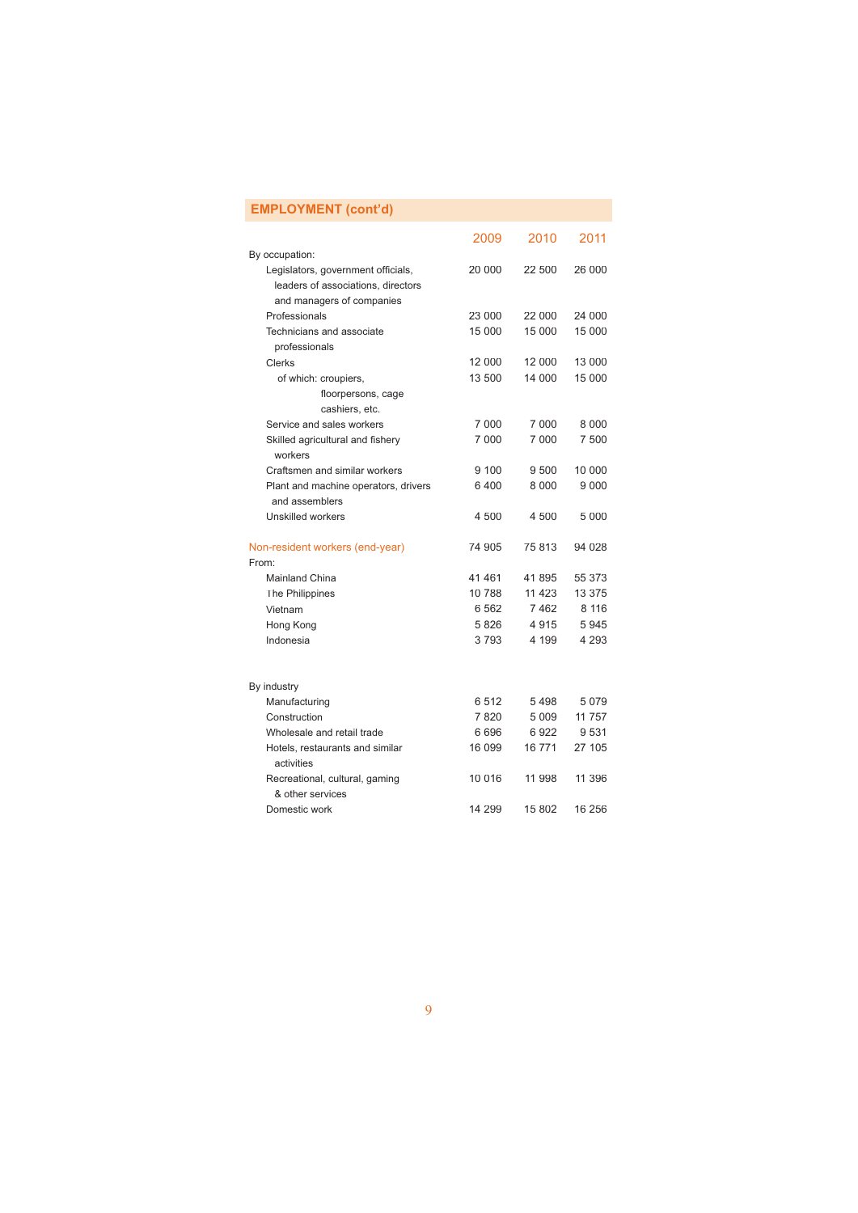## EMPLOYMENT (cont'd)

| | 2009 | 2010 | 2011 |
|---|---|---|---|
| By occupation: | | | |
| Legislators, government officials, leaders of associations, directors and managers of companies | 20 000 | 22 500 | 26 000 |
| Professionals | 23 000 | 22 000 | 24 000 |
| Technicians and associate professionals | 15 000 | 15 000 | 15 000 |
| Clerks | 12 000 | 12 000 | 13 000 |
| of which: croupiers, floorpersons, cage cashiers, etc. | 13 500 | 14 000 | 15 000 |
| Service and sales workers | 7 000 | 7 000 | 8 000 |
| Skilled agricultural and fishery workers | 7 000 | 7 000 | 7 500 |
| Craftsmen and similar workers | 9 100 | 9 500 | 10 000 |
| Plant and machine operators, drivers and assemblers | 6 400 | 8 000 | 9 000 |
| Unskilled workers | 4 500 | 4 500 | 5 000 |
| Non-resident workers (end-year) | 74 905 | 75 813 | 94 028 |
| From: | | | |
| Mainland China | 41 461 | 41 895 | 55 373 |
| The Philippines | 10 788 | 11 423 | 13 375 |
| Vietnam | 6 562 | 7 462 | 8 116 |
| Hong Kong | 5 826 | 4 915 | 5 945 |
| Indonesia | 3 793 | 4 199 | 4 293 |
| By industry | | | |
| Manufacturing | 6 512 | 5 498 | 5 079 |
| Construction | 7 820 | 5 009 | 11 757 |
| Wholesale and retail trade | 6 696 | 6 922 | 9 531 |
| Hotels, restaurants and similar activities | 16 099 | 16 771 | 27 105 |
| Recreational, cultural, gaming & other services | 10 016 | 11 998 | 11 396 |
| Domestic work | 14 299 | 15 802 | 16 256 |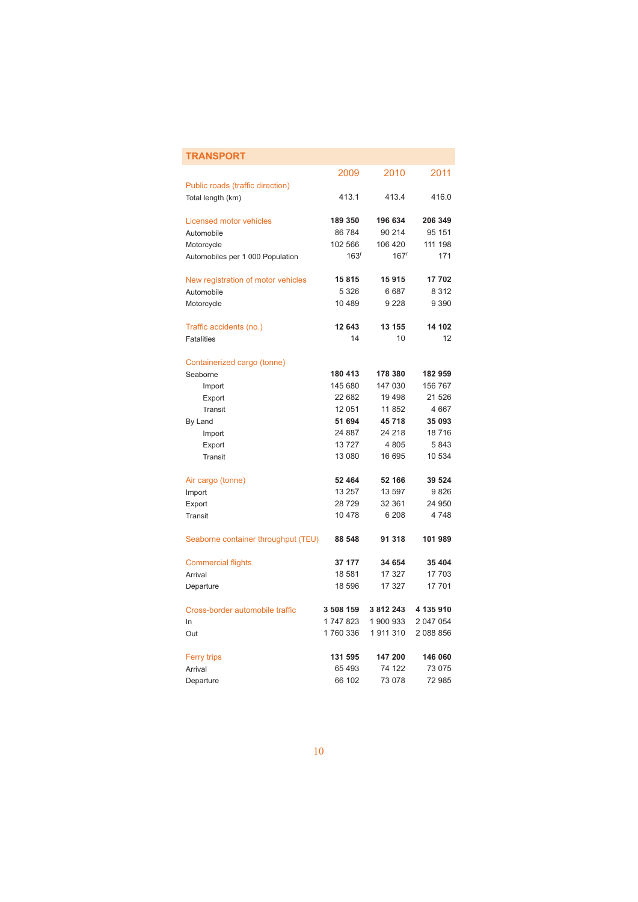## TRANSPORT

| | 2009 | 2010 | 2011 |
|---|---|---|---|
| Public roads (traffic direction) | | | |
| Total length (km) | 413.1 | 413.4 | 416.0 |
| Licensed motor vehicles | **189 350** | **196 634** | **206 349** |
| Automobile | 86 784 | 90 214 | 95 151 |
| Motorcycle | 102 566 | 106 420 | 111 198 |
| Automobiles per 1 000 Population | 163[r] | 167[r] | 171 |
| New registration of motor vehicles | **15 815** | **15 915** | **17 702** |
| Automobile | 5 326 | 6 687 | 8 312 |
| Motorcycle | 10 489 | 9 228 | 9 390 |
| Traffic accidents (no.) | **12 643** | **13 155** | **14 102** |
| Fatalities | 14 | 10 | 12 |
| Containerized cargo (tonne) | | | |
| Seaborne | **180 413** | **178 380** | **182 959** |
| Import | 145 680 | 147 030 | 156 767 |
| Export | 22 682 | 19 498 | 21 526 |
| Transit | 12 051 | 11 852 | 4 667 |
| By Land | **51 694** | **45 718** | **35 093** |
| Import | 24 887 | 24 218 | 18 716 |
| Export | 13 727 | 4 805 | 5 843 |
| Transit | 13 080 | 16 695 | 10 534 |
| Air cargo (tonne) | **52 464** | **52 166** | **39 524** |
| Import | 13 257 | 13 597 | 9 826 |
| Export | 28 729 | 32 361 | 24 950 |
| Transit | 10 478 | 6 208 | 4 748 |
| Seaborne container throughput (TEU) | **88 548** | **91 318** | **101 989** |
| Commercial flights | **37 177** | **34 654** | **35 404** |
| Arrival | 18 581 | 17 327 | 17 703 |
| Departure | 18 596 | 17 327 | 17 701 |
| Cross-border automobile traffic | **3 508 159** | **3 812 243** | **4 135 910** |
| In | 1 747 823 | 1 900 933 | 2 047 054 |
| Out | 1 760 336 | 1 911 310 | 2 088 856 |
| Ferry trips | **131 595** | **147 200** | **146 060** |
| Arrival | 65 493 | 74 122 | 73 075 |
| Departure | 66 102 | 73 078 | 72 985 |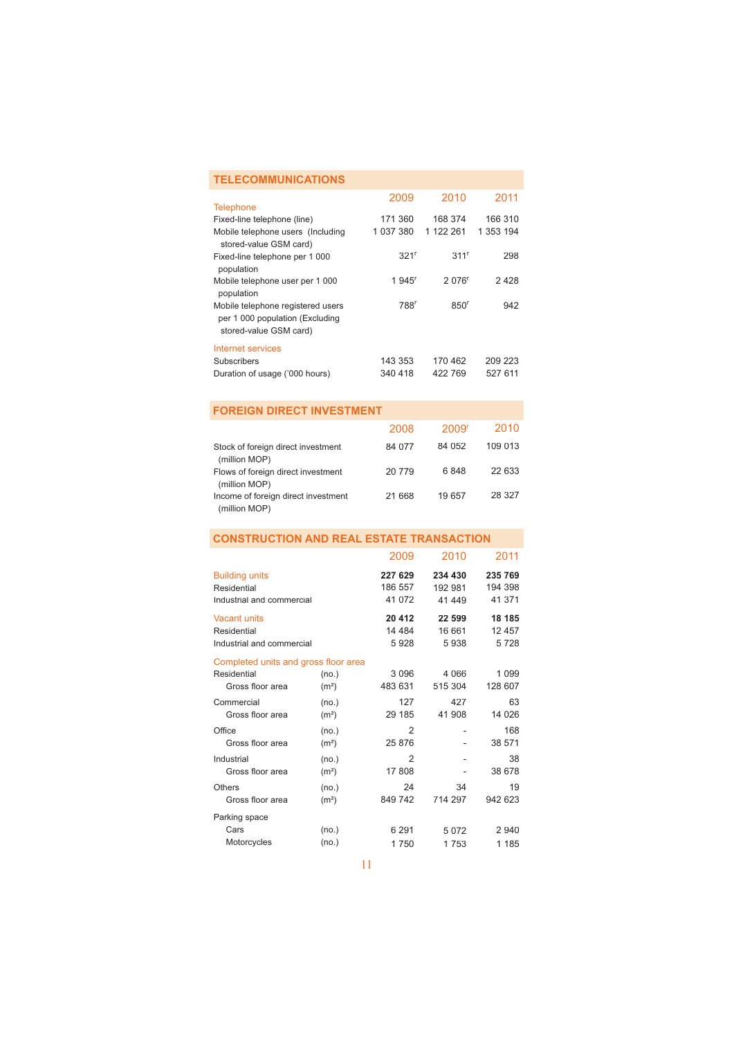## TELECOMMUNICATIONS

| | 2009 | 2010 | 2011 |
|---|---|---|---|
| **Telephone** | | | |
| Fixed-line telephone (line) | 171 360 | 168 374 | 166 310 |
| Mobile telephone users (Including stored-value GSM card) | 1 037 380 | 1 122 261 | 1 353 194 |
| Fixed-line telephone per 1 000 population | 321[r] | 311[r] | 298 |
| Mobile telephone user per 1 000 population | 1 945[r] | 2 076[r] | 2 428 |
| Mobile telephone registered users per 1 000 population (Excluding stored-value GSM card) | 788[r] | 850[r] | 942 |
| **Internet services** | | | |
| Subscribers | 143 353 | 170 462 | 209 223 |
| Duration of usage ('000 hours) | 340 418 | 422 769 | 527 611 |

## FOREIGN DIRECT INVESTMENT

| | 2008 | 2009[r] | 2010 |
|---|---|---|---|
| Stock of foreign direct investment (million MOP) | 84 077 | 84 052 | 109 013 |
| Flows of foreign direct investment (million MOP) | 20 779 | 6 848 | 22 633 |
| Income of foreign direct investment (million MOP) | 21 668 | 19 657 | 28 327 |

## CONSTRUCTION AND REAL ESTATE TRANSACTION

| | | 2009 | 2010 | 2011 |
|---|---|---|---|---|
| **Building units** | | **227 629** | **234 430** | **235 769** |
| Residential | | 186 557 | 192 981 | 194 398 |
| Industrial and commercial | | 41 072 | 41 449 | 41 371 |
| **Vacant units** | | **20 412** | **22 599** | **18 185** |
| Residential | | 14 484 | 16 661 | 12 457 |
| Industrial and commercial | | 5 928 | 5 938 | 5 728 |
| **Completed units and gross floor area** | | | | |
| Residential | (no.) | 3 096 | 4 066 | 1 099 |
| Gross floor area | ($m^2$) | 483 631 | 515 304 | 128 607 |
| Commercial | (no.) | 127 | 427 | 63 |
| Gross floor area | ($m^2$) | 29 185 | 41 908 | 14 026 |
| Office | (no.) | 2 | - | 168 |
| Gross floor area | ($m^2$) | 25 876 | - | 38 571 |
| Industrial | (no.) | 2 | - | 38 |
| Gross floor area | ($m^2$) | 17 808 | - | 38 678 |
| Others | (no.) | 24 | 34 | 19 |
| Gross floor area | ($m^2$) | 849 742 | 714 297 | 942 623 |
| Parking space | | | | |
| Cars | (no.) | 6 291 | 5 072 | 2 940 |
| Motorcycles | (no.) | 1 750 | 1 753 | 1 185 |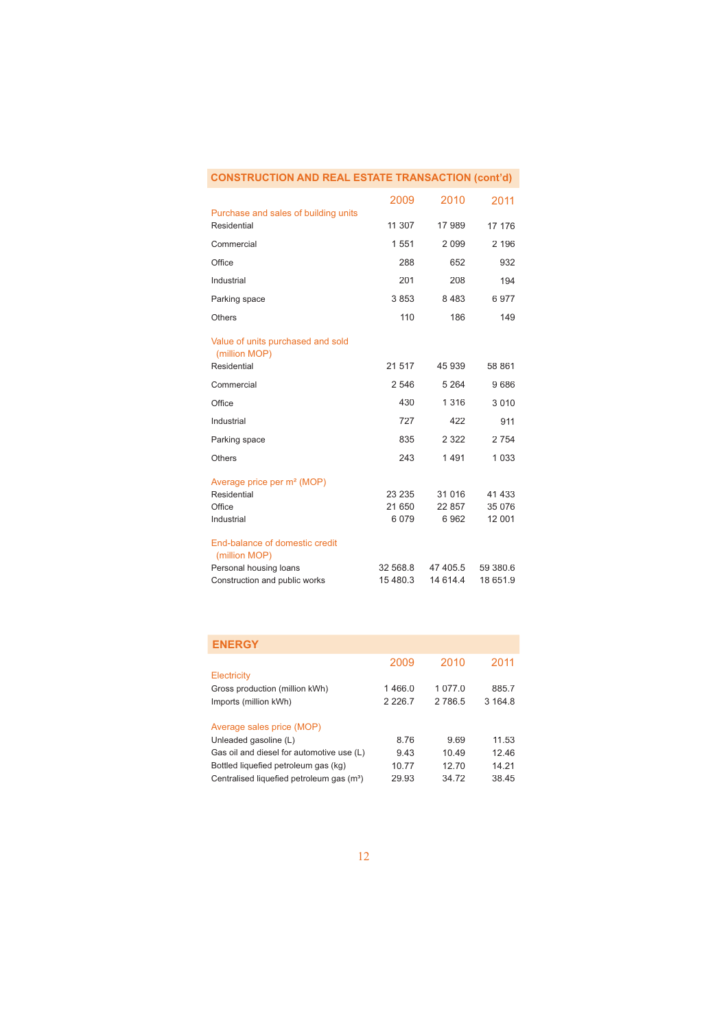## CONSTRUCTION AND REAL ESTATE TRANSACTION (cont'd)

| | 2009 | 2010 | 2011 |
|---|---|---|---|
| **Purchase and sales of building units** | | | |
| Residential | 11 307 | 17 989 | 17 176 |
| Commercial | 1 551 | 2 099 | 2 196 |
| Office | 288 | 652 | 932 |
| Industrial | 201 | 208 | 194 |
| Parking space | 3 853 | 8 483 | 6 977 |
| Others | 110 | 186 | 149 |
| **Value of units purchased and sold (million MOP)** | | | |
| Residential | 21 517 | 45 939 | 58 861 |
| Commercial | 2 546 | 5 264 | 9 686 |
| Office | 430 | 1 316 | 3 010 |
| Industrial | 727 | 422 | 911 |
| Parking space | 835 | 2 322 | 2 754 |
| Others | 243 | 1 491 | 1 033 |
| **Average price per m² (MOP)** | | | |
| Residential | 23 235 | 31 016 | 41 433 |
| Office | 21 650 | 22 857 | 35 076 |
| Industrial | 6 079 | 6 962 | 12 001 |
| **End-balance of domestic credit (million MOP)** | | | |
| Personal housing loans | 32 568.8 | 47 405.5 | 59 380.6 |
| Construction and public works | 15 480.3 | 14 614.4 | 18 651.9 |

## ENERGY

| | 2009 | 2010 | 2011 |
|---|---|---|---|
| **Electricity** | | | |
| Gross production (million kWh) | 1 466.0 | 1 077.0 | 885.7 |
| Imports (million kWh) | 2 226.7 | 2 786.5 | 3 164.8 |
| **Average sales price (MOP)** | | | |
| Unleaded gasoline (L) | 8.76 | 9.69 | 11.53 |
| Gas oil and diesel for automotive use (L) | 9.43 | 10.49 | 12.46 |
| Bottled liquefied petroleum gas (kg) | 10.77 | 12.70 | 14.21 |
| Centralised liquefied petroleum gas (m³) | 29.93 | 34.72 | 38.45 |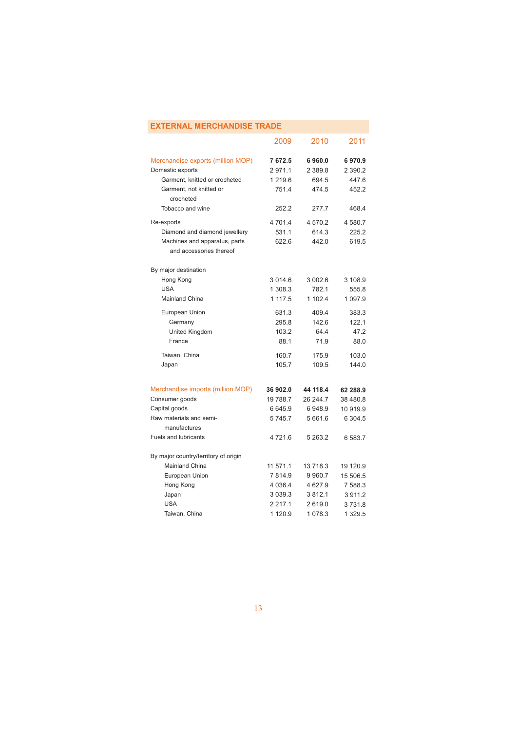## EXTERNAL MERCHANDISE TRADE

| | 2009 | 2010 | 2011 |
|---|---|---|---|
| **Merchandise exports (million MOP)** | **7 672.5** | **6 960.0** | **6 970.9** |
| Domestic exports | 2 971.1 | 2 389.8 | 2 390.2 |
| Garment, knitted or crocheted | 1 219.6 | 694.5 | 447.6 |
| Garment, not knitted or crocheted | 751.4 | 474.5 | 452.2 |
| Tobacco and wine | 252.2 | 277.7 | 468.4 |
| Re-exports | 4 701.4 | 4 570.2 | 4 580.7 |
| Diamond and diamond jewellery | 531.1 | 614.3 | 225.2 |
| Machines and apparatus, parts and accessories thereof | 622.6 | 442.0 | 619.5 |
| By major destination | | | |
| Hong Kong | 3 014.6 | 3 002.6 | 3 108.9 |
| USA | 1 308.3 | 782.1 | 555.8 |
| Mainland China | 1 117.5 | 1 102.4 | 1 097.9 |
| European Union | 631.3 | 409.4 | 383.3 |
| Germany | 295.8 | 142.6 | 122.1 |
| United Kingdom | 103.2 | 64.4 | 47.2 |
| France | 88.1 | 71.9 | 88.0 |
| Taiwan, China | 160.7 | 175.9 | 103.0 |
| Japan | 105.7 | 109.5 | 144.0 |
| **Merchandise imports (million MOP)** | **36 902.0** | **44 118.4** | **62 288.9** |
| Consumer goods | 19 788.7 | 26 244.7 | 38 480.8 |
| Capital goods | 6 645.9 | 6 948.9 | 10 919.9 |
| Raw materials and semi-manufactures | 5 745.7 | 5 661.6 | 6 304.5 |
| Fuels and lubricants | 4 721.6 | 5 263.2 | 6 583.7 |
| By major country/territory of origin | | | |
| Mainland China | 11 571.1 | 13 718.3 | 19 120.9 |
| European Union | 7 814.9 | 9 960.7 | 15 506.5 |
| Hong Kong | 4 036.4 | 4 627.9 | 7 588.3 |
| Japan | 3 039.3 | 3 812.1 | 3 911.2 |
| USA | 2 217.1 | 2 619.0 | 3 731.8 |
| Taiwan, China | 1 120.9 | 1 078.3 | 1 329.5 |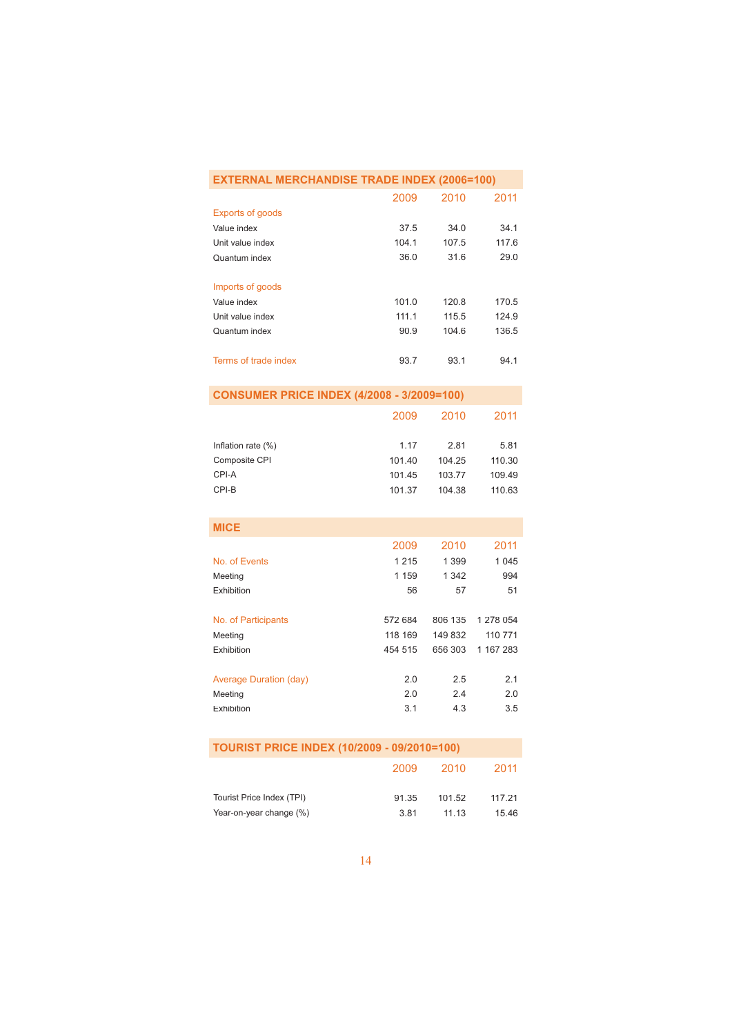## EXTERNAL MERCHANDISE TRADE INDEX (2006=100)

| | 2009 | 2010 | 2011 |
|---|---|---|---|
| Exports of goods | | | |
| Value index | 37.5 | 34.0 | 34.1 |
| Unit value index | 104.1 | 107.5 | 117.6 |
| Quantum index | 36.0 | 31.6 | 29.0 |
| Imports of goods | | | |
| Value index | 101.0 | 120.8 | 170.5 |
| Unit value index | 111.1 | 115.5 | 124.9 |
| Quantum index | 90.9 | 104.6 | 136.5 |
| Terms of trade index | 93.7 | 93.1 | 94.1 |

## CONSUMER PRICE INDEX (4/2008 - 3/2009=100)

| | 2009 | 2010 | 2011 |
|---|---|---|---|
| Inflation rate (%) | 1.17 | 2.81 | 5.81 |
| Composite CPI | 101.40 | 104.25 | 110.30 |
| CPI-A | 101.45 | 103.77 | 109.49 |
| CPI-B | 101.37 | 104.38 | 110.63 |

## MICE

| | 2009 | 2010 | 2011 |
|---|---|---|---|
| No. of Events | 1 215 | 1 399 | 1 045 |
| Meeting | 1 159 | 1 342 | 994 |
| Exhibition | 56 | 57 | 51 |
| No. of Participants | 572 684 | 806 135 | 1 278 054 |
| Meeting | 118 169 | 149 832 | 110 771 |
| Exhibition | 454 515 | 656 303 | 1 167 283 |
| Average Duration (day) | 2.0 | 2.5 | 2.1 |
| Meeting | 2.0 | 2.4 | 2.0 |
| Exhibition | 3.1 | 4.3 | 3.5 |

## TOURIST PRICE INDEX (10/2009 - 09/2010=100)

| | 2009 | 2010 | 2011 |
|---|---|---|---|
| Tourist Price Index (TPI) | 91.35 | 101.52 | 117.21 |
| Year-on-year change (%) | 3.81 | 11.13 | 15.46 |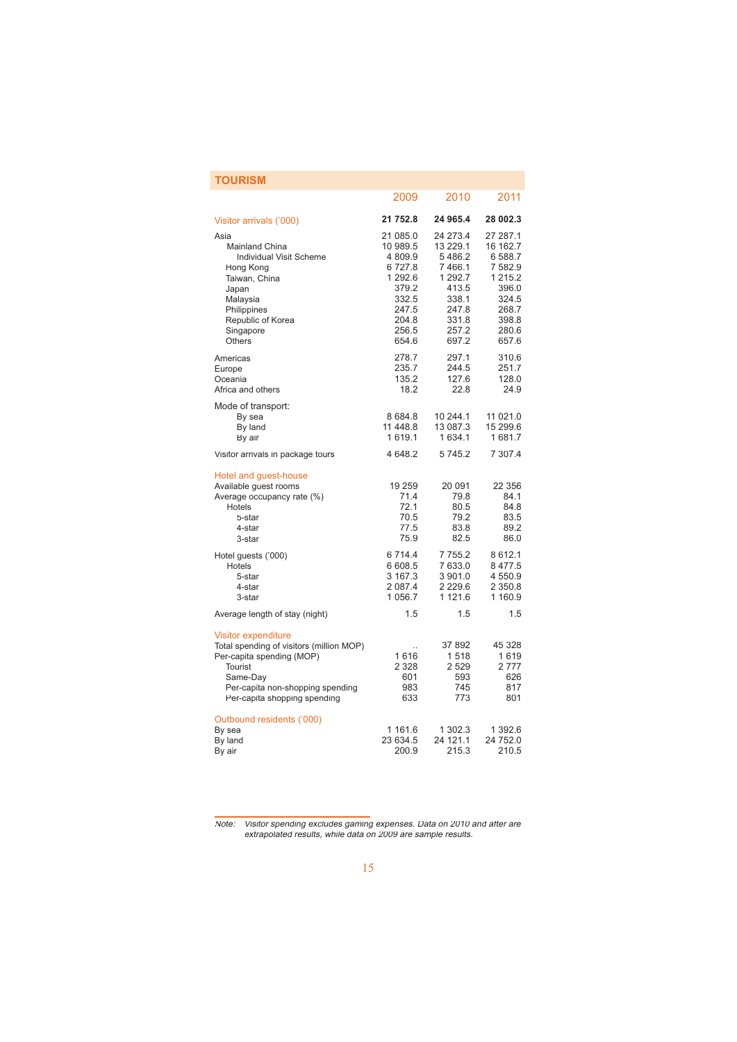## TOURISM

| | 2009 | 2010 | 2011 |
|---|---|---|---|
| Visitor arrivals ('000) | **21 752.8** | **24 965.4** | **28 002.3** |
| Asia | 21 085.0 | 24 273.4 | 27 287.1 |
| Mainland China | 10 989.5 | 13 229.1 | 16 162.7 |
| Individual Visit Scheme | 4 809.9 | 5 486.2 | 6 588.7 |
| Hong Kong | 6 727.8 | 7 466.1 | 7 582.9 |
| Taiwan, China | 1 292.6 | 1 292.7 | 1 215.2 |
| Japan | 379.2 | 413.5 | 396.0 |
| Malaysia | 332.5 | 338.1 | 324.5 |
| Philippines | 247.5 | 247.8 | 268.7 |
| Republic of Korea | 204.8 | 331.8 | 398.8 |
| Singapore | 256.5 | 257.2 | 280.6 |
| Others | 654.6 | 697.2 | 657.6 |
| Americas | 278.7 | 297.1 | 310.6 |
| Europe | 235.7 | 244.5 | 251.7 |
| Oceania | 135.2 | 127.6 | 128.0 |
| Africa and others | 18.2 | 22.8 | 24.9 |
| Mode of transport: | | | |
| By sea | 8 684.8 | 10 244.1 | 11 021.0 |
| By land | 11 448.8 | 13 087.3 | 15 299.6 |
| By air | 1 619.1 | 1 634.1 | 1 681.7 |
| Visitor arrivals in package tours | 4 648.2 | 5 745.2 | 7 307.4 |
| Hotel and guest-house | | | |
| Available guest rooms | 19 259 | 20 091 | 22 356 |
| Average occupancy rate (%) | 71.4 | 79.8 | 84.1 |
| Hotels | 72.1 | 80.5 | 84.8 |
| 5-star | 70.5 | 79.2 | 83.5 |
| 4-star | 77.5 | 83.8 | 89.2 |
| 3-star | 75.9 | 82.5 | 86.0 |
| Hotel guests ('000) | 6 714.4 | 7 755.2 | 8 612.1 |
| Hotels | 6 608.5 | 7 633.0 | 8 477.5 |
| 5-star | 3 167.3 | 3 901.0 | 4 550.9 |
| 4-star | 2 087.4 | 2 229.6 | 2 350.8 |
| 3-star | 1 056.7 | 1 121.6 | 1 160.9 |
| Average length of stay (night) | 1.5 | 1.5 | 1.5 |
| Visitor expenditure | | | |
| Total spending of visitors (million MOP) | .. | 37 892 | 45 328 |
| Per-capita spending (MOP) | 1 616 | 1 518 | 1 619 |
| Tourist | 2 328 | 2 529 | 2 777 |
| Same-Day | 601 | 593 | 626 |
| Per-capita non-shopping spending | 983 | 745 | 817 |
| Per-capita shopping spending | 633 | 773 | 801 |
| Outbound residents ('000) | | | |
| By sea | 1 161.6 | 1 302.3 | 1 392.6 |
| By land | 23 634.5 | 24 121.1 | 24 752.0 |
| By air | 200.9 | 215.3 | 210.5 |

*Note: Visitor spending excludes gaming expenses. Data on 2010 and after are extrapolated results, while data on 2009 are sample results.*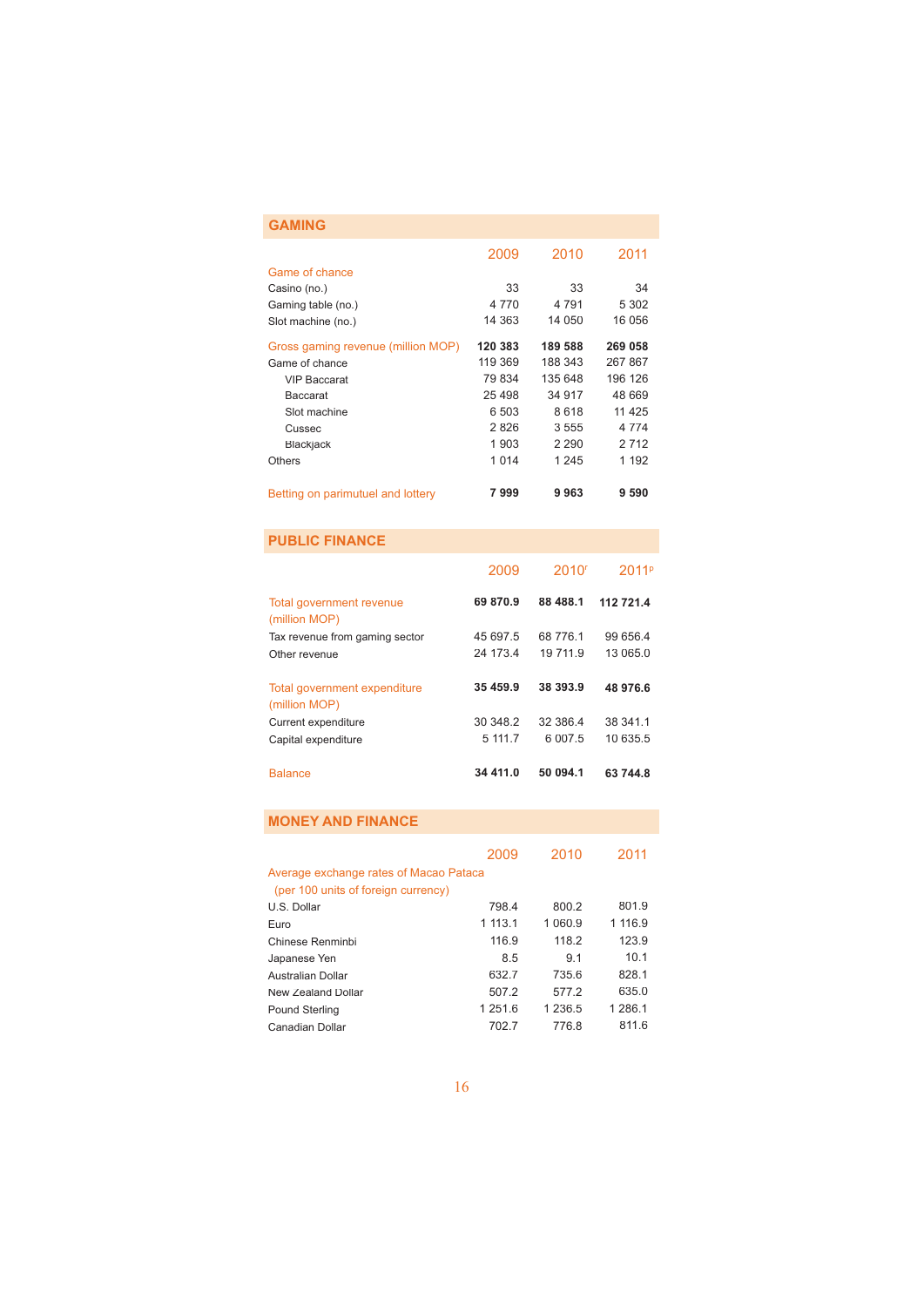## GAMING

| | 2009 | 2010 | 2011 |
|---|---|---|---|
| Game of chance | | | |
| Casino (no.) | 33 | 33 | 34 |
| Gaming table (no.) | 4 770 | 4 791 | 5 302 |
| Slot machine (no.) | 14 363 | 14 050 | 16 056 |
| Gross gaming revenue (million MOP) | **120 383** | **189 588** | **269 058** |
| Game of chance | 119 369 | 188 343 | 267 867 |
| VIP Baccarat | 79 834 | 135 648 | 196 126 |
| Baccarat | 25 498 | 34 917 | 48 669 |
| Slot machine | 6 503 | 8 618 | 11 425 |
| Cussec | 2 826 | 3 555 | 4 774 |
| Blackjack | 1 903 | 2 290 | 2 712 |
| Others | 1 014 | 1 245 | 1 192 |
| Betting on parimutuel and lottery | **7 999** | **9 963** | **9 590** |

## PUBLIC FINANCE

| | 2009 | 2010[r] | 2011[p] |
|---|---|---|---|
| Total government revenue (million MOP) | **69 870.9** | **88 488.1** | **112 721.4** |
| Tax revenue from gaming sector | 45 697.5 | 68 776.1 | 99 656.4 |
| Other revenue | 24 173.4 | 19 711.9 | 13 065.0 |
| Total government expenditure (million MOP) | **35 459.9** | **38 393.9** | **48 976.6** |
| Current expenditure | 30 348.2 | 32 386.4 | 38 341.1 |
| Capital expenditure | 5 111.7 | 6 007.5 | 10 635.5 |
| Balance | **34 411.0** | **50 094.1** | **63 744.8** |

## MONEY AND FINANCE

| | 2009 | 2010 | 2011 |
|---|---|---|---|
| Average exchange rates of Macao Pataca (per 100 units of foreign currency) | | | |
| U.S. Dollar | 798.4 | 800.2 | 801.9 |
| Euro | 1 113.1 | 1 060.9 | 1 116.9 |
| Chinese Renminbi | 116.9 | 118.2 | 123.9 |
| Japanese Yen | 8.5 | 9.1 | 10.1 |
| Australian Dollar | 632.7 | 735.6 | 828.1 |
| New Zealand Dollar | 507.2 | 577.2 | 635.0 |
| Pound Sterling | 1 251.6 | 1 236.5 | 1 286.1 |
| Canadian Dollar | 702.7 | 776.8 | 811.6 |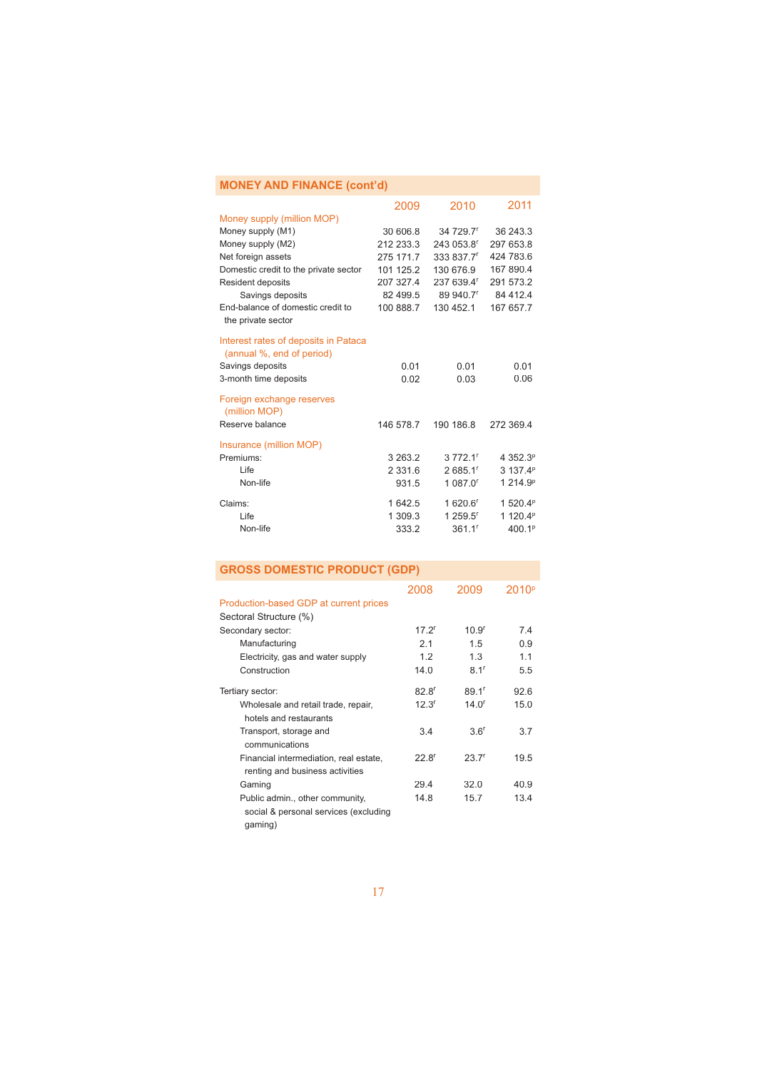## MONEY AND FINANCE (cont'd)

| | 2009 | 2010 | 2011 |
|---|---|---|---|
| **Money supply (million MOP)** | | | |
| Money supply (M1) | 30 606.8 | 34 729.7[r] | 36 243.3 |
| Money supply (M2) | 212 233.3 | 243 053.8[r] | 297 653.8 |
| Net foreign assets | 275 171.7 | 333 837.7[r] | 424 783.6 |
| Domestic credit to the private sector | 101 125.2 | 130 676.9 | 167 890.4 |
| Resident deposits | 207 327.4 | 237 639.4[r] | 291 573.2 |
| Savings deposits | 82 499.5 | 89 940.7[r] | 84 412.4 |
| End-balance of domestic credit to the private sector | 100 888.7 | 130 452.1 | 167 657.7 |
| **Interest rates of deposits in Pataca (annual %, end of period)** | | | |
| Savings deposits | 0.01 | 0.01 | 0.01 |
| 3-month time deposits | 0.02 | 0.03 | 0.06 |
| **Foreign exchange reserves (million MOP)** | | | |
| Reserve balance | 146 578.7 | 190 186.8 | 272 369.4 |
| **Insurance (million MOP)** | | | |
| Premiums: | 3 263.2 | 3 772.1[r] | 4 352.3[p] |
| Life | 2 331.6 | 2 685.1[r] | 3 137.4[p] |
| Non-life | 931.5 | 1 087.0[r] | 1 214.9[p] |
| Claims: | 1 642.5 | 1 620.6[r] | 1 520.4[p] |
| Life | 1 309.3 | 1 259.5[r] | 1 120.4[p] |
| Non-life | 333.2 | 361.1[r] | 400.1[p] |

## GROSS DOMESTIC PRODUCT (GDP)

| | 2008 | 2009 | 2010[p] |
|---|---|---|---|
| **Production-based GDP at current prices** | | | |
| Sectoral Structure (%) | | | |
| Secondary sector: | 17.2[r] | 10.9[r] | 7.4 |
| Manufacturing | 2.1 | 1.5 | 0.9 |
| Electricity, gas and water supply | 1.2 | 1.3 | 1.1 |
| Construction | 14.0 | 8.1[r] | 5.5 |
| Tertiary sector: | 82.8[r] | 89.1[r] | 92.6 |
| Wholesale and retail trade, repair, hotels and restaurants | 12.3[r] | 14.0[r] | 15.0 |
| Transport, storage and communications | 3.4 | 3.6[r] | 3.7 |
| Financial intermediation, real estate, renting and business activities | 22.8[r] | 23.7[r] | 19.5 |
| Gaming | 29.4 | 32.0 | 40.9 |
| Public admin., other community, social & personal services (excluding gaming) | 14.8 | 15.7 | 13.4 |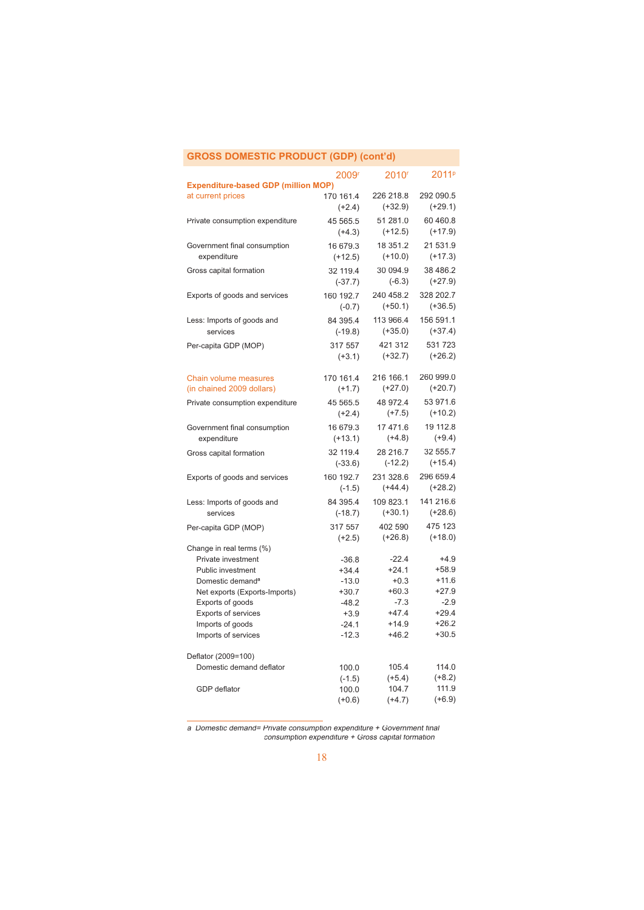## GROSS DOMESTIC PRODUCT (GDP) (cont'd)

| | 2009[r] | 2010[r] | 2011[p] |
|---|---|---|---|
| **Expenditure-based GDP (million MOP)** | | | |
| at current prices | 170 161.4 | 226 218.8 | 292 090.5 |
| | (+2.4) | (+32.9) | (+29.1) |
| Private consumption expenditure | 45 565.5 | 51 281.0 | 60 460.8 |
| | (+4.3) | (+12.5) | (+17.9) |
| Government final consumption expenditure | 16 679.3 | 18 351.2 | 21 531.9 |
| | (+12.5) | (+10.0) | (+17.3) |
| Gross capital formation | 32 119.4 | 30 094.9 | 38 486.2 |
| | (-37.7) | (-6.3) | (+27.9) |
| Exports of goods and services | 160 192.7 | 240 458.2 | 328 202.7 |
| | (-0.7) | (+50.1) | (+36.5) |
| Less: Imports of goods and services | 84 395.4 | 113 966.4 | 156 591.1 |
| | (-19.8) | (+35.0) | (+37.4) |
| Per-capita GDP (MOP) | 317 557 | 421 312 | 531 723 |
| | (+3.1) | (+32.7) | (+26.2) |
| Chain volume measures (in chained 2009 dollars) | 170 161.4 | 216 166.1 | 260 999.0 |
| | (+1.7) | (+27.0) | (+20.7) |
| Private consumption expenditure | 45 565.5 | 48 972.4 | 53 971.6 |
| | (+2.4) | (+7.5) | (+10.2) |
| Government final consumption expenditure | 16 679.3 | 17 471.6 | 19 112.8 |
| | (+13.1) | (+4.8) | (+9.4) |
| Gross capital formation | 32 119.4 | 28 216.7 | 32 555.7 |
| | (-33.6) | (-12.2) | (+15.4) |
| Exports of goods and services | 160 192.7 | 231 328.6 | 296 659.4 |
| | (-1.5) | (+44.4) | (+28.2) |
| Less: Imports of goods and services | 84 395.4 | 109 823.1 | 141 216.6 |
| | (-18.7) | (+30.1) | (+28.6) |
| Per-capita GDP (MOP) | 317 557 | 402 590 | 475 123 |
| | (+2.5) | (+26.8) | (+18.0) |
| Change in real terms (%) | | | |
| Private investment | -36.8 | -22.4 | +4.9 |
| Public investment | +34.4 | +24.1 | +58.9 |
| Domestic demand[a] | -13.0 | +0.3 | +11.6 |
| Net exports (Exports-Imports) | +30.7 | +60.3 | +27.9 |
| Exports of goods | -48.2 | -7.3 | -2.9 |
| Exports of services | +3.9 | +47.4 | +29.4 |
| Imports of goods | -24.1 | +14.9 | +26.2 |
| Imports of services | -12.3 | +46.2 | +30.5 |
| Deflator (2009=100) | | | |
| Domestic demand deflator | 100.0 | 105.4 | 114.0 |
| | (-1.5) | (+5.4) | (+8.2) |
| GDP deflator | 100.0 | 104.7 | 111.9 |
| | (+0.6) | (+4.7) | (+6.9) |

*a Domestic demand= Private consumption expenditure + Government final consumption expenditure + Gross capital formation*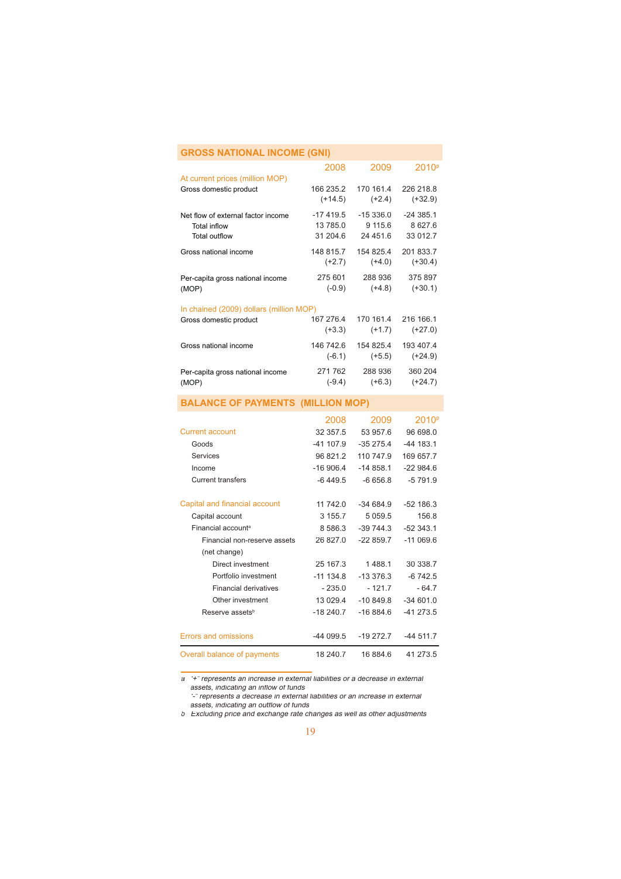## GROSS NATIONAL INCOME (GNI)

| | 2008 | 2009 | 2010[p] |
|---|---|---|---|
| **At current prices (million MOP)** | | | |
| Gross domestic product | 166 235.2 | 170 161.4 | 226 218.8 |
| | (+14.5) | (+2.4) | (+32.9) |
| Net flow of external factor income | -17 419.5 | -15 336.0 | -24 385.1 |
| Total inflow | 13 785.0 | 9 115.6 | 8 627.6 |
| Total outflow | 31 204.6 | 24 451.6 | 33 012.7 |
| Gross national income | 148 815.7 | 154 825.4 | 201 833.7 |
| | (+2.7) | (+4.0) | (+30.4) |
| Per-capita gross national income (MOP) | 275 601 | 288 936 | 375 897 |
| | (-0.9) | (+4.8) | (+30.1) |
| **In chained (2009) dollars (million MOP)** | | | |
| Gross domestic product | 167 276.4 | 170 161.4 | 216 166.1 |
| | (+3.3) | (+1.7) | (+27.0) |
| Gross national income | 146 742.6 | 154 825.4 | 193 407.4 |
| | (-6.1) | (+5.5) | (+24.9) |
| Per-capita gross national income (MOP) | 271 762 | 288 936 | 360 204 |
| | (-9.4) | (+6.3) | (+24.7) |

## BALANCE OF PAYMENTS (MILLION MOP)

| | 2008 | 2009 | 2010[p] |
|---|---|---|---|
| **Current account** | 32 357.5 | 53 957.6 | 96 698.0 |
| Goods | -41 107.9 | -35 275.4 | -44 183.1 |
| Services | 96 821.2 | 110 747.9 | 169 657.7 |
| Income | -16 906.4 | -14 858.1 | -22 984.6 |
| Current transfers | -6 449.5 | -6 656.8 | -5 791.9 |
| **Capital and financial account** | 11 742.0 | -34 684.9 | -52 186.3 |
| Capital account | 3 155.7 | 5 059.5 | 156.8 |
| Financial account[a] | 8 586.3 | -39 744.3 | -52 343.1 |
| Financial non-reserve assets (net change) | 26 827.0 | -22 859.7 | -11 069.6 |
| Direct investment | 25 167.3 | 1 488.1 | 30 338.7 |
| Portfolio investment | -11 134.8 | -13 376.3 | -6 742.5 |
| Financial derivatives | - 235.0 | - 121.7 | - 64.7 |
| Other investment | 13 029.4 | -10 849.8 | -34 601.0 |
| Reserve assets[b] | -18 240.7 | -16 884.6 | -41 273.5 |
| **Errors and omissions** | -44 099.5 | -19 272.7 | -44 511.7 |
| **Overall balance of payments** | 18 240.7 | 16 884.6 | 41 273.5 |

*a "+" represents an increase in external liabilities or a decrease in external assets, indicating an inflow of funds*
*"-" represents a decrease in external liabilities or an increase in external assets, indicating an outflow of funds*

*b Excluding price and exchange rate changes as well as other adjustments*